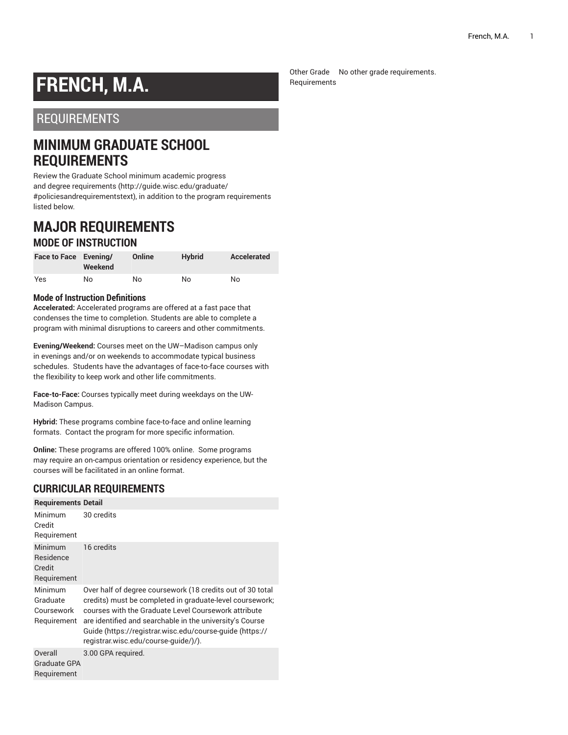# FRENCH, M.A.

## REQUIREMENTS

## MINIMUM GRADUATE SCHOOL REQUIREMENTS

Review the Graduate School minimum academic progress and degree requirements (http://guide.wisc.edu/graduate/#policiesandrequirementstext), in addition to the program requirements listed below.

## MAJOR REQUIREMENTS

### MODE OF INSTRUCTION

| Face to Face | Evening/ Weekend | Online | Hybrid | Accelerated |
|---|---|---|---|---|
| Yes | No | No | No | No |

#### Mode of Instruction Definitions

**Accelerated:** Accelerated programs are offered at a fast pace that condenses the time to completion. Students are able to complete a program with minimal disruptions to careers and other commitments.

**Evening/Weekend:** Courses meet on the UW–Madison campus only in evenings and/or on weekends to accommodate typical business schedules. Students have the advantages of face-to-face courses with the flexibility to keep work and other life commitments.

**Face-to-Face:** Courses typically meet during weekdays on the UW-Madison Campus.

**Hybrid:** These programs combine face-to-face and online learning formats. Contact the program for more specific information.

**Online:** These programs are offered 100% online. Some programs may require an on-campus orientation or residency experience, but the courses will be facilitated in an online format.

### CURRICULAR REQUIREMENTS

| Requirements | Detail |
|---|---|
| Minimum Credit Requirement | 30 credits |
| Minimum Residence Credit Requirement | 16 credits |
| Minimum Graduate Coursework Requirement | Over half of degree coursework (18 credits out of 30 total credits) must be completed in graduate-level coursework; courses with the Graduate Level Coursework attribute are identified and searchable in the university's Course Guide (https://registrar.wisc.edu/course-guide (https://registrar.wisc.edu/course-guide/)/). |
| Overall Graduate GPA Requirement | 3.00 GPA required. |
| Other Grade Requirements | No other grade requirements. |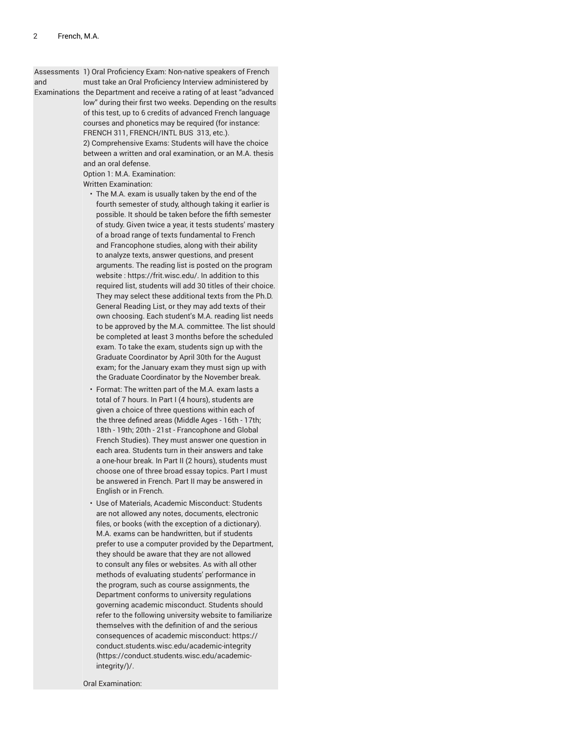| Assessments and Examinations | 1) Oral Proficiency Exam: Non-native speakers of French must take an Oral Proficiency Interview administered by the Department and receive a rating of at least "advanced low" during their first two weeks. Depending on the results of this test, up to 6 credits of advanced French language courses and phonetics may be required (for instance: FRENCH 311, FRENCH/INTL BUS 313, etc.).<br>2) Comprehensive Exams: Students will have the choice between a written and oral examination, or an M.A. thesis and an oral defense.<br>Option 1: M.A. Examination:<br>Written Examination:<br>• The M.A. exam is usually taken by the end of the fourth semester of study, although taking it earlier is possible. It should be taken before the fifth semester of study. Given twice a year, it tests students' mastery of a broad range of texts fundamental to French and Francophone studies, along with their ability to analyze texts, answer questions, and present arguments. The reading list is posted on the program website : https://frit.wisc.edu/. In addition to this required list, students will add 30 titles of their choice. They may select these additional texts from the Ph.D. General Reading List, or they may add texts of their own choosing. Each student's M.A. reading list needs to be approved by the M.A. committee. The list should be completed at least 3 months before the scheduled exam. To take the exam, students sign up with the Graduate Coordinator by April 30th for the August exam; for the January exam they must sign up with the Graduate Coordinator by the November break.<br>• Format: The written part of the M.A. exam lasts a total of 7 hours. In Part I (4 hours), students are given a choice of three questions within each of the three defined areas (Middle Ages - 16th - 17th; 18th - 19th; 20th - 21st - Francophone and Global French Studies). They must answer one question in each area. Students turn in their answers and take a one-hour break. In Part II (2 hours), students must choose one of three broad essay topics. Part I must be answered in French. Part II may be answered in English or in French.<br>• Use of Materials, Academic Misconduct: Students are not allowed any notes, documents, electronic files, or books (with the exception of a dictionary). M.A. exams can be handwritten, but if students prefer to use a computer provided by the Department, they should be aware that they are not allowed to consult any files or websites. As with all other methods of evaluating students' performance in the program, such as course assignments, the Department conforms to university regulations governing academic misconduct. Students should refer to the following university website to familiarize themselves with the definition of and the serious consequences of academic misconduct: https://conduct.students.wisc.edu/academic-integrity (https://conduct.students.wisc.edu/academic-integrity/)/.<br>Oral Examination: |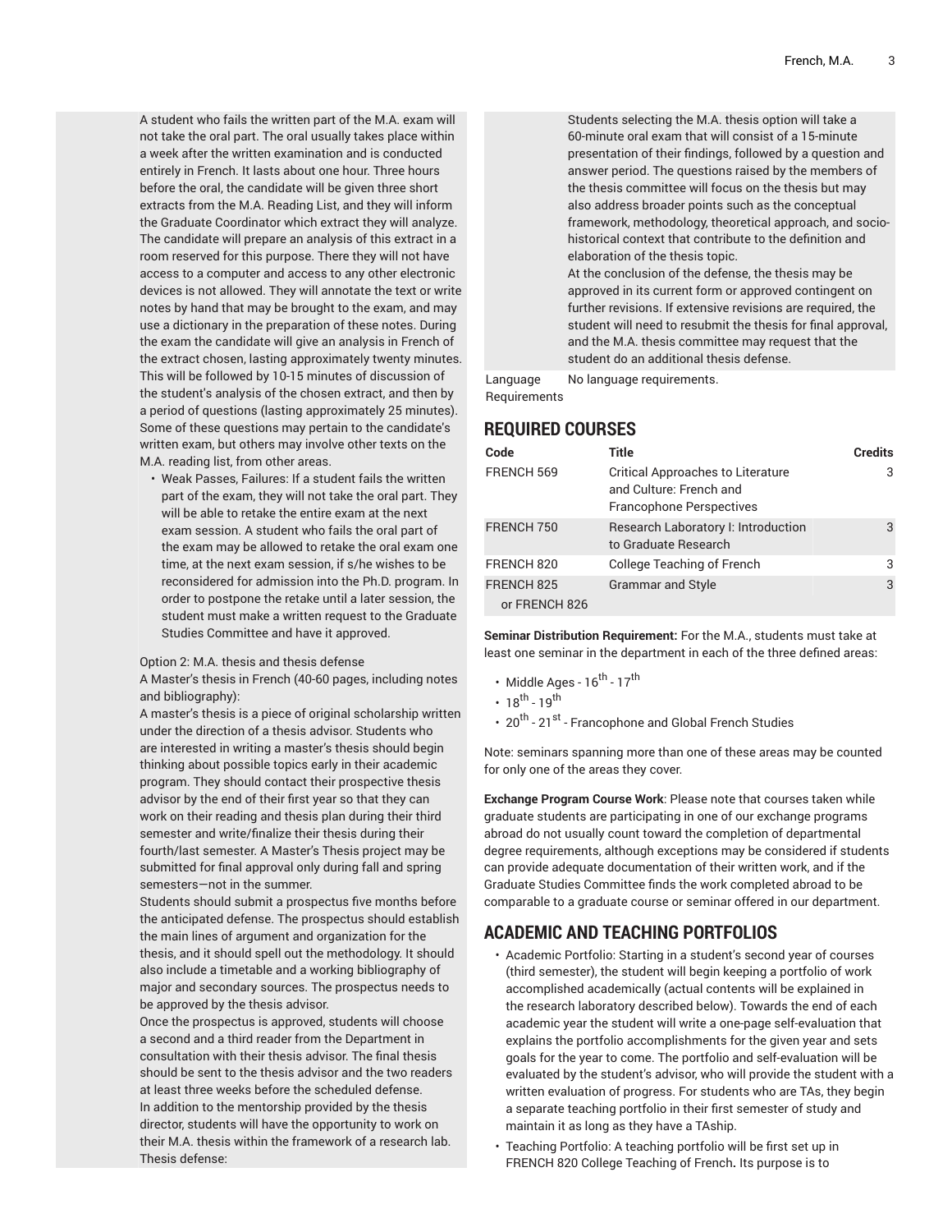A student who fails the written part of the M.A. exam will not take the oral part. The oral usually takes place within a week after the written examination and is conducted entirely in French. It lasts about one hour. Three hours before the oral, the candidate will be given three short extracts from the M.A. Reading List, and they will inform the Graduate Coordinator which extract they will analyze. The candidate will prepare an analysis of this extract in a room reserved for this purpose. There they will not have access to a computer and access to any other electronic devices is not allowed. They will annotate the text or write notes by hand that may be brought to the exam, and may use a dictionary in the preparation of these notes. During the exam the candidate will give an analysis in French of the extract chosen, lasting approximately twenty minutes. This will be followed by 10-15 minutes of discussion of the student's analysis of the chosen extract, and then by a period of questions (lasting approximately 25 minutes). Some of these questions may pertain to the candidate's written exam, but others may involve other texts on the M.A. reading list, from other areas.

- Weak Passes, Failures: If a student fails the written part of the exam, they will not take the oral part. They will be able to retake the entire exam at the next exam session. A student who fails the oral part of the exam may be allowed to retake the oral exam one time, at the next exam session, if s/he wishes to be reconsidered for admission into the Ph.D. program. In order to postpone the retake until a later session, the student must make a written request to the Graduate Studies Committee and have it approved.

Option 2: M.A. thesis and thesis defense

A Master's thesis in French (40-60 pages, including notes and bibliography):

A master's thesis is a piece of original scholarship written under the direction of a thesis advisor. Students who are interested in writing a master's thesis should begin thinking about possible topics early in their academic program. They should contact their prospective thesis advisor by the end of their first year so that they can work on their reading and thesis plan during their third semester and write/finalize their thesis during their fourth/last semester. A Master's Thesis project may be submitted for final approval only during fall and spring semesters—not in the summer.

Students should submit a prospectus five months before the anticipated defense. The prospectus should establish the main lines of argument and organization for the thesis, and it should spell out the methodology. It should also include a timetable and a working bibliography of major and secondary sources. The prospectus needs to be approved by the thesis advisor.

Once the prospectus is approved, students will choose a second and a third reader from the Department in consultation with their thesis advisor. The final thesis should be sent to the thesis advisor and the two readers at least three weeks before the scheduled defense.

In addition to the mentorship provided by the thesis director, students will have the opportunity to work on their M.A. thesis within the framework of a research lab.

Thesis defense:

Students selecting the M.A. thesis option will take a 60-minute oral exam that will consist of a 15-minute presentation of their findings, followed by a question and answer period. The questions raised by the members of the thesis committee will focus on the thesis but may also address broader points such as the conceptual framework, methodology, theoretical approach, and socio-historical context that contribute to the definition and elaboration of the thesis topic.

At the conclusion of the defense, the thesis may be approved in its current form or approved contingent on further revisions. If extensive revisions are required, the student will need to resubmit the thesis for final approval, and the M.A. thesis committee may request that the student do an additional thesis defense.

Language Requirements: No language requirements.

## REQUIRED COURSES

| Code | Title | Credits |
|---|---|---|
| FRENCH 569 | Critical Approaches to Literature and Culture: French and Francophone Perspectives | 3 |
| FRENCH 750 | Research Laboratory I: Introduction to Graduate Research | 3 |
| FRENCH 820 | College Teaching of French | 3 |
| FRENCH 825 or FRENCH 826 | Grammar and Style | 3 |

**Seminar Distribution Requirement:** For the M.A., students must take at least one seminar in the department in each of the three defined areas:

- Middle Ages - 16th - 17th
- 18th - 19th
- 20th - 21st - Francophone and Global French Studies

Note: seminars spanning more than one of these areas may be counted for only one of the areas they cover.

**Exchange Program Course Work**: Please note that courses taken while graduate students are participating in one of our exchange programs abroad do not usually count toward the completion of departmental degree requirements, although exceptions may be considered if students can provide adequate documentation of their written work, and if the Graduate Studies Committee finds the work completed abroad to be comparable to a graduate course or seminar offered in our department.

## ACADEMIC AND TEACHING PORTFOLIOS

- Academic Portfolio: Starting in a student's second year of courses (third semester), the student will begin keeping a portfolio of work accomplished academically (actual contents will be explained in the research laboratory described below). Towards the end of each academic year the student will write a one-page self-evaluation that explains the portfolio accomplishments for the given year and sets goals for the year to come. The portfolio and self-evaluation will be evaluated by the student's advisor, who will provide the student with a written evaluation of progress. For students who are TAs, they begin a separate teaching portfolio in their first semester of study and maintain it as long as they have a TAship.
- Teaching Portfolio: A teaching portfolio will be first set up in FRENCH 820 College Teaching of French**.** Its purpose is to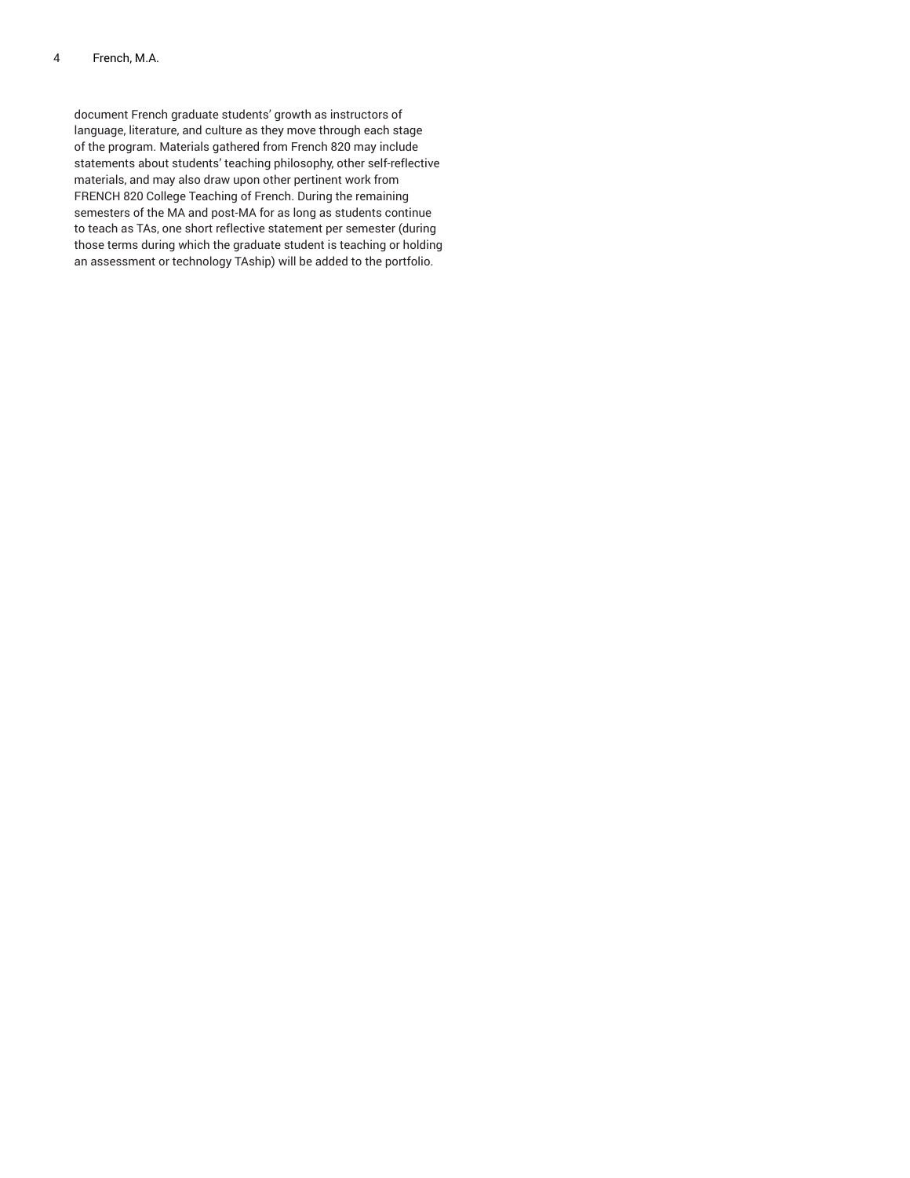document French graduate students' growth as instructors of language, literature, and culture as they move through each stage of the program. Materials gathered from French 820 may include statements about students' teaching philosophy, other self-reflective materials, and may also draw upon other pertinent work from FRENCH 820 College Teaching of French. During the remaining semesters of the MA and post-MA for as long as students continue to teach as TAs, one short reflective statement per semester (during those terms during which the graduate student is teaching or holding an assessment or technology TAship) will be added to the portfolio.